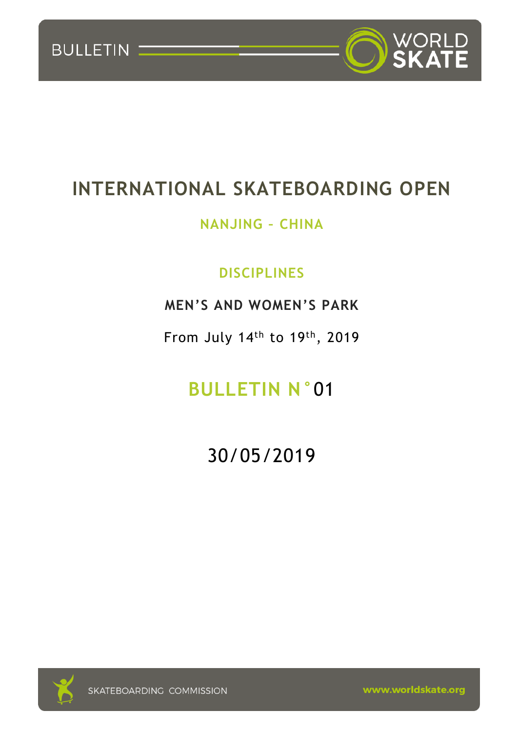# INTERNATIONAL SKATEBOARDING OPEN

## NANJING – CHINA

### DISCIPLINES

**MEN'S AND WOMEN'S PARK**

From July $14^{th}$ to $19^{th}$, 2019

## BULLETIN N°01

30/05/2019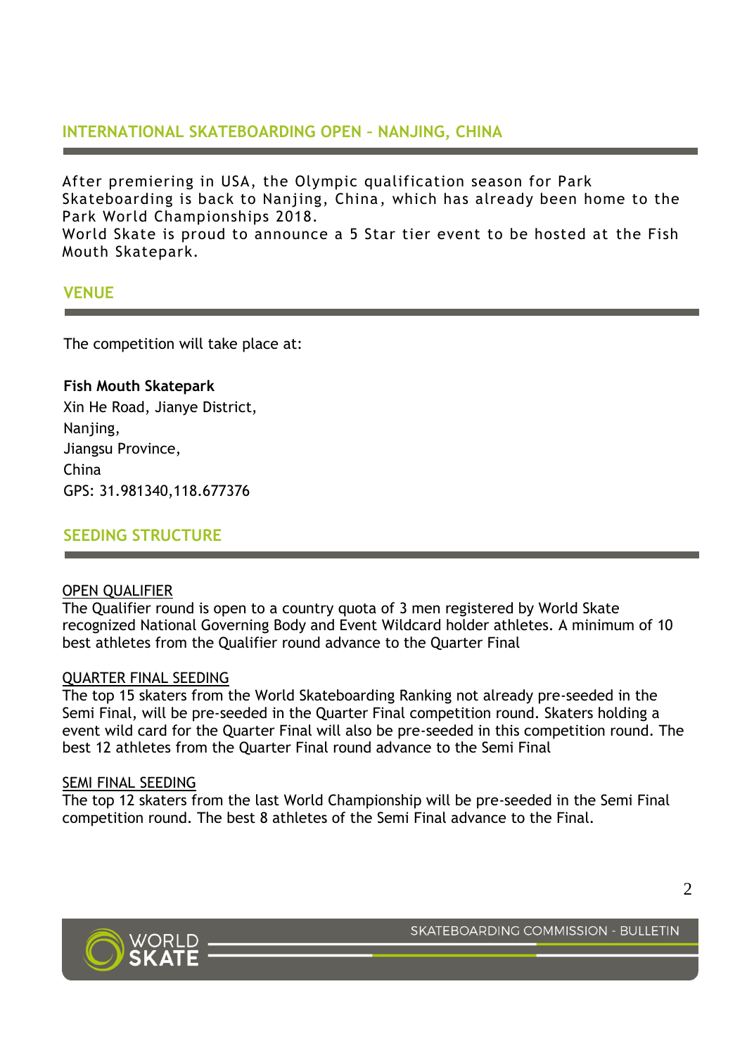## INTERNATIONAL SKATEBOARDING OPEN – NANJING, CHINA

After premiering in USA, the Olympic qualification season for Park Skateboarding is back to Nanjing, China, which has already been home to the Park World Championships 2018.
World Skate is proud to announce a 5 Star tier event to be hosted at the Fish Mouth Skatepark.

## VENUE

The competition will take place at:

**Fish Mouth Skatepark**
Xin He Road, Jianye District,
Nanjing,
Jiangsu Province,
China
GPS: 31.981340,118.677376

## SEEDING STRUCTURE

### OPEN QUALIFIER

The Qualifier round is open to a country quota of 3 men registered by World Skate recognized National Governing Body and Event Wildcard holder athletes. A minimum of 10 best athletes from the Qualifier round advance to the Quarter Final

### QUARTER FINAL SEEDING

The top 15 skaters from the World Skateboarding Ranking not already pre-seeded in the Semi Final, will be pre-seeded in the Quarter Final competition round. Skaters holding a event wild card for the Quarter Final will also be pre-seeded in this competition round. The best 12 athletes from the Quarter Final round advance to the Semi Final

### SEMI FINAL SEEDING

The top 12 skaters from the last World Championship will be pre-seeded in the Semi Final competition round. The best 8 athletes of the Semi Final advance to the Final.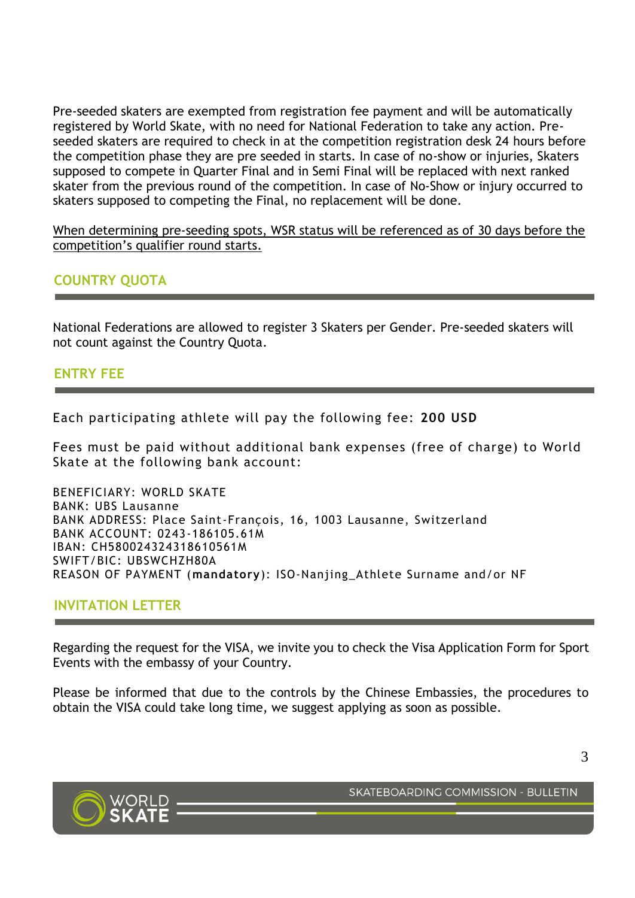Pre-seeded skaters are exempted from registration fee payment and will be automatically registered by World Skate, with no need for National Federation to take any action. Pre-seeded skaters are required to check in at the competition registration desk 24 hours before the competition phase they are pre seeded in starts. In case of no-show or injuries, Skaters supposed to compete in Quarter Final and in Semi Final will be replaced with next ranked skater from the previous round of the competition. In case of No-Show or injury occurred to skaters supposed to competing the Final, no replacement will be done.

<u>When determining pre-seeding spots, WSR status will be referenced as of 30 days before the competition's qualifier round starts.</u>

## COUNTRY QUOTA

National Federations are allowed to register 3 Skaters per Gender. Pre-seeded skaters will not count against the Country Quota.

## ENTRY FEE

Each participating athlete will pay the following fee: **200 USD**

Fees must be paid without additional bank expenses (free of charge) to World Skate at the following bank account:

BENEFICIARY: WORLD SKATE
BANK: UBS Lausanne
BANK ADDRESS: Place Saint-François, 16, 1003 Lausanne, Switzerland
BANK ACCOUNT: 0243-186105.61M
IBAN: CH580024324318610561M
SWIFT/BIC: UBSWCHZH80A
REASON OF PAYMENT (**mandatory**): ISO-Nanjing_Athlete Surname and/or NF

## INVITATION LETTER

Regarding the request for the VISA, we invite you to check the Visa Application Form for Sport Events with the embassy of your Country.

Please be informed that due to the controls by the Chinese Embassies, the procedures to obtain the VISA could take long time, we suggest applying as soon as possible.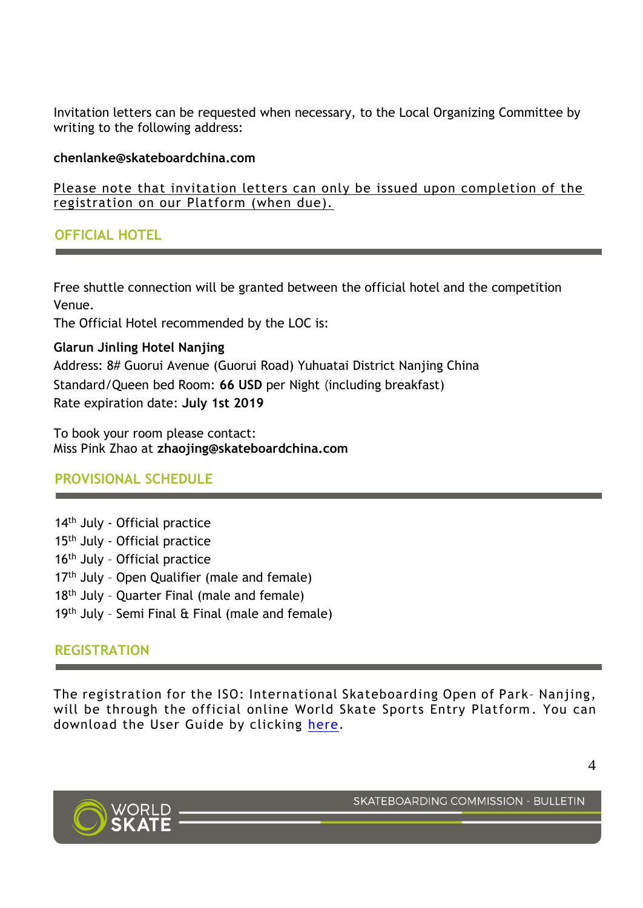Invitation letters can be requested when necessary, to the Local Organizing Committee by writing to the following address:

**chenlanke@skateboardchina.com**

Please note that invitation letters can only be issued upon completion of the registration on our Platform (when due).

## OFFICIAL HOTEL

Free shuttle connection will be granted between the official hotel and the competition Venue.
The Official Hotel recommended by the LOC is:

**Glarun Jinling Hotel Nanjing**
Address: 8# Guorui Avenue (Guorui Road) Yuhuatai District Nanjing China
Standard/Queen bed Room: **66 USD** per Night (including breakfast)
Rate expiration date: **July 1st 2019**

To book your room please contact:
Miss Pink Zhao at **zhaojing@skateboardchina.com**

## PROVISIONAL SCHEDULE

14th July - Official practice
15th July - Official practice
16th July – Official practice
17th July – Open Qualifier (male and female)
18th July – Quarter Final (male and female)
19th July – Semi Final & Final (male and female)

## REGISTRATION

The registration for the ISO: International Skateboarding Open of Park– Nanjing, will be through the official online World Skate Sports Entry Platform. You can download the User Guide by clicking here.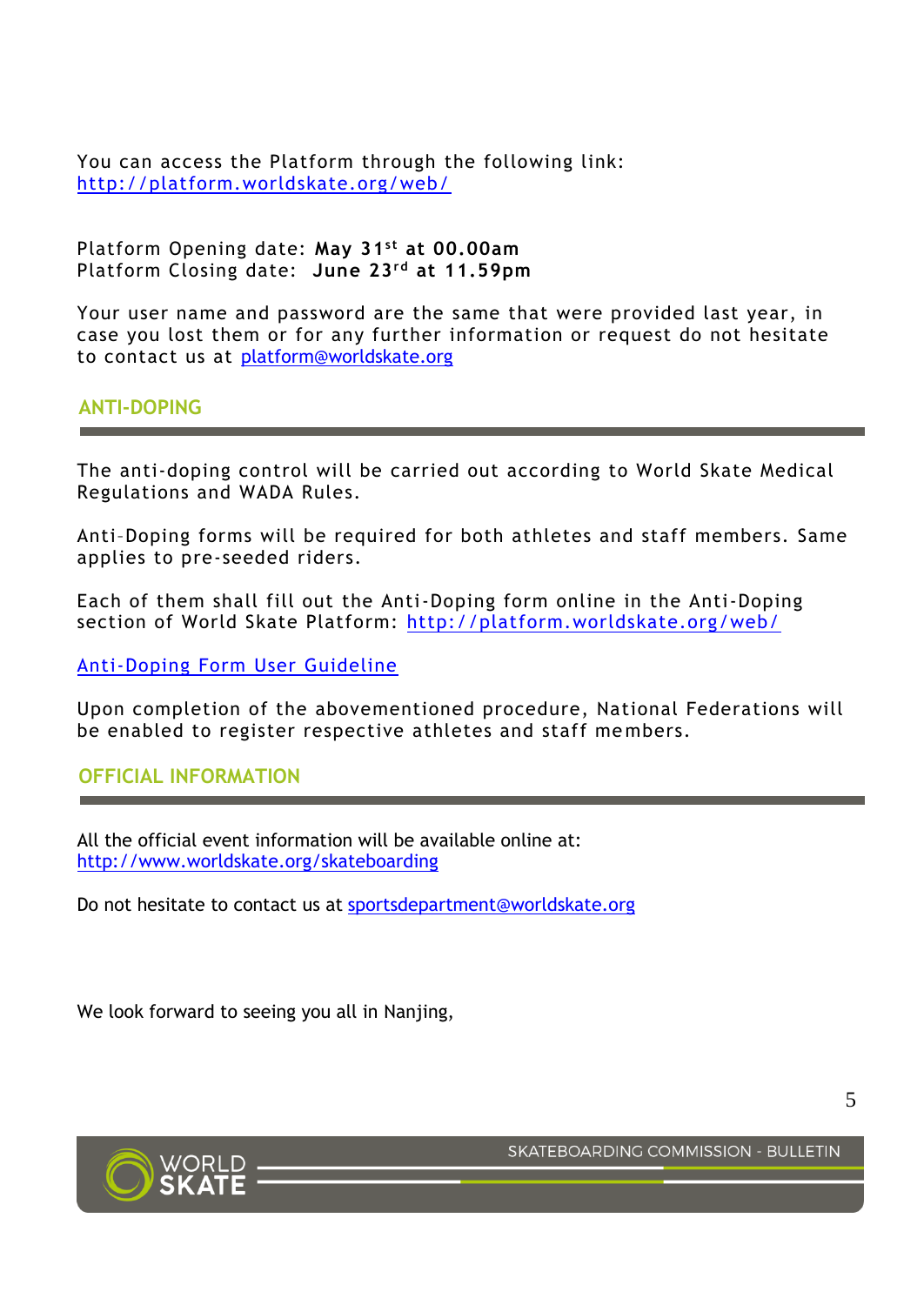You can access the Platform through the following link:
[http://platform.worldskate.org/web/](http://platform.worldskate.org/web/)

Platform Opening date: **May 31st at 00.00am**
Platform Closing date: **June 23rd at 11.59pm**

Your user name and password are the same that were provided last year, in case you lost them or for any further information or request do not hesitate to contact us at [platform@worldskate.org](mailto:platform@worldskate.org)

## ANTI-DOPING

The anti-doping control will be carried out according to World Skate Medical Regulations and WADA Rules.

Anti-Doping forms will be required for both athletes and staff members. Same applies to pre-seeded riders.

Each of them shall fill out the Anti-Doping form online in the Anti-Doping section of World Skate Platform: [http://platform.worldskate.org/web/](http://platform.worldskate.org/web/)

Anti-Doping Form User Guideline

Upon completion of the abovementioned procedure, National Federations will be enabled to register respective athletes and staff members.

## OFFICIAL INFORMATION

All the official event information will be available online at:
[http://www.worldskate.org/skateboarding](http://www.worldskate.org/skateboarding)

Do not hesitate to contact us at [sportsdepartment@worldskate.org](mailto:sportsdepartment@worldskate.org)

We look forward to seeing you all in Nanjing,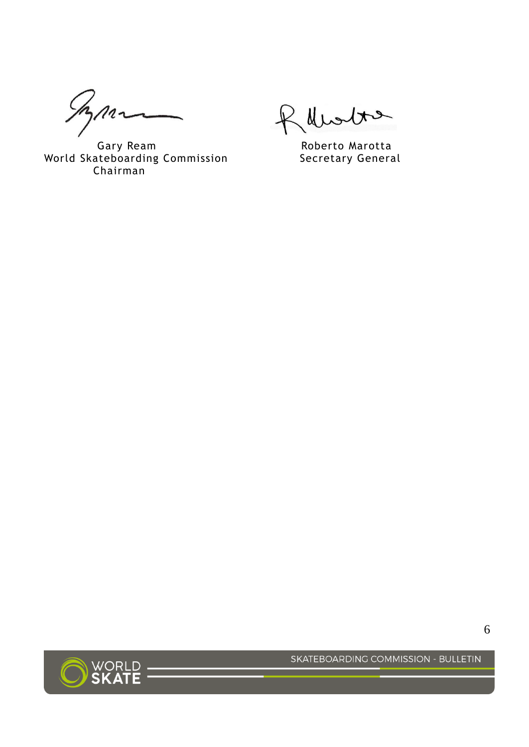Gary Ream
World Skateboarding Commission
Chairman

Roberto Marotta
Secretary General